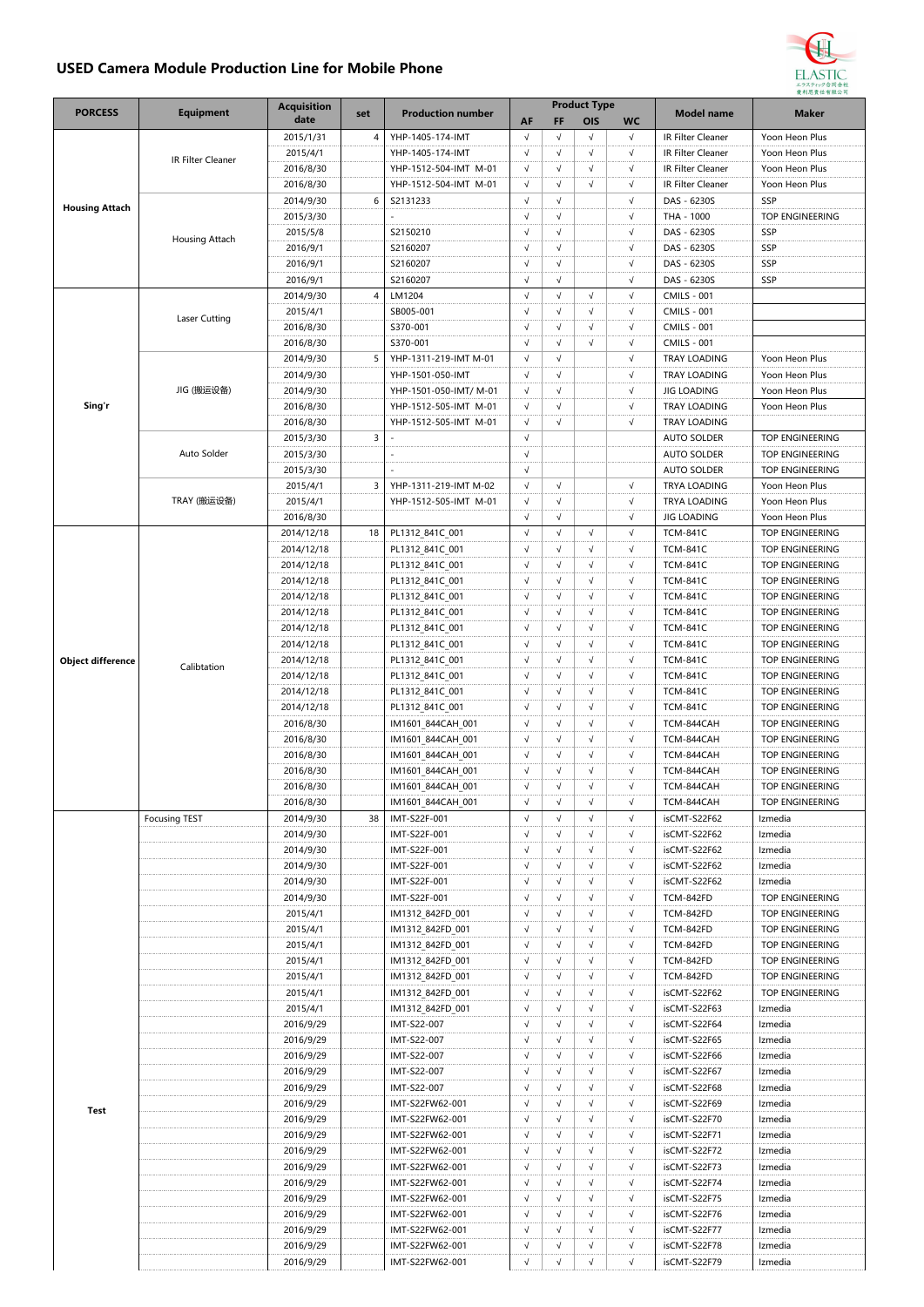# USED Camera Module Production Line for Mobile Phone

| PORCESS | Equipment | Acquisition date | set | Production number | AF | FF | OIS | WC | Model name | Maker |
|---|---|---|---|---|---|---|---|---|---|---|
| | | | | | Product Type | | | | | |
| Housing Attach | IR Filter Cleaner | 2015/1/31 | 4 | YHP-1405-174-IMT | √ | √ | √ | √ | IR Filter Cleaner | Yoon Heon Plus |
| | | 2015/4/1 | | YHP-1405-174-IMT | √ | √ | √ | √ | IR Filter Cleaner | Yoon Heon Plus |
| | | 2016/8/30 | | YHP-1512-504-IMT M-01 | √ | √ | √ | √ | IR Filter Cleaner | Yoon Heon Plus |
| | | 2016/8/30 | | YHP-1512-504-IMT M-01 | √ | √ | √ | √ | IR Filter Cleaner | Yoon Heon Plus |
| | Housing Attach | 2014/9/30 | 6 | S2131233 | √ | √ | | √ | DAS - 6230S | SSP |
| | | 2015/3/30 | | - | √ | √ | | √ | THA - 1000 | TOP ENGINEERING |
| | | 2015/5/8 | | S2150210 | √ | √ | | √ | DAS - 6230S | SSP |
| | | 2016/9/1 | | S2160207 | √ | √ | | √ | DAS - 6230S | SSP |
| | | 2016/9/1 | | S2160207 | √ | √ | | √ | DAS - 6230S | SSP |
| | | 2016/9/1 | | S2160207 | √ | √ | | √ | DAS - 6230S | SSP |
| Sing'r | Laser Cutting | 2014/9/30 | 4 | LM1204 | √ | √ | √ | √ | CMILS - 001 | |
| | | 2015/4/1 | | SB005-001 | √ | √ | √ | √ | CMILS - 001 | |
| | | 2016/8/30 | | S370-001 | √ | √ | √ | √ | CMILS - 001 | |
| | | 2016/8/30 | | S370-001 | √ | √ | √ | √ | CMILS - 001 | |
| | JIG (搬运设备) | 2014/9/30 | 5 | YHP-1311-219-IMT M-01 | √ | √ | | √ | TRAY LOADING | Yoon Heon Plus |
| | | 2014/9/30 | | YHP-1501-050-IMT | √ | √ | | √ | TRAY LOADING | Yoon Heon Plus |
| | | 2014/9/30 | | YHP-1501-050-IMT/ M-01 | √ | √ | | √ | JIG LOADING | Yoon Heon Plus |
| | | 2016/8/30 | | YHP-1512-505-IMT M-01 | √ | √ | | √ | TRAY LOADING | Yoon Heon Plus |
| | | 2016/8/30 | | YHP-1512-505-IMT M-01 | √ | √ | | √ | TRAY LOADING | |
| | Auto Solder | 2015/3/30 | 3 | - | √ | | | | AUTO SOLDER | TOP ENGINEERING |
| | | 2015/3/30 | | - | √ | | | | AUTO SOLDER | TOP ENGINEERING |
| | | 2015/3/30 | | - | √ | | | | AUTO SOLDER | TOP ENGINEERING |
| | TRAY (搬运设备) | 2015/4/1 | 3 | YHP-1311-219-IMT M-02 | √ | √ | | √ | TRYA LOADING | Yoon Heon Plus |
| | | 2015/4/1 | | YHP-1512-505-IMT M-01 | √ | √ | | √ | TRYA LOADING | Yoon Heon Plus |
| | | 2016/8/30 | | | √ | √ | | √ | JIG LOADING | Yoon Heon Plus |
| Object difference | Calibtation | 2014/12/18 | 18 | PL1312_841C_001 | √ | √ | √ | √ | TCM-841C | TOP ENGINEERING |
| | | 2014/12/18 | | PL1312_841C_001 | √ | √ | √ | √ | TCM-841C | TOP ENGINEERING |
| | | 2014/12/18 | | PL1312_841C_001 | √ | √ | √ | √ | TCM-841C | TOP ENGINEERING |
| | | 2014/12/18 | | PL1312_841C_001 | √ | √ | √ | √ | TCM-841C | TOP ENGINEERING |
| | | 2014/12/18 | | PL1312_841C_001 | √ | √ | √ | √ | TCM-841C | TOP ENGINEERING |
| | | 2014/12/18 | | PL1312_841C_001 | √ | √ | √ | √ | TCM-841C | TOP ENGINEERING |
| | | 2014/12/18 | | PL1312_841C_001 | √ | √ | √ | √ | TCM-841C | TOP ENGINEERING |
| | | 2014/12/18 | | PL1312_841C_001 | √ | √ | √ | √ | TCM-841C | TOP ENGINEERING |
| | | 2014/12/18 | | PL1312_841C_001 | √ | √ | √ | √ | TCM-841C | TOP ENGINEERING |
| | | 2014/12/18 | | PL1312_841C_001 | √ | √ | √ | √ | TCM-841C | TOP ENGINEERING |
| | | 2014/12/18 | | PL1312_841C_001 | √ | √ | √ | √ | TCM-841C | TOP ENGINEERING |
| | | 2014/12/18 | | PL1312_841C_001 | √ | √ | √ | √ | TCM-841C | TOP ENGINEERING |
| | | 2016/8/30 | | IM1601_844CAH_001 | √ | √ | √ | √ | TCM-844CAH | TOP ENGINEERING |
| | | 2016/8/30 | | IM1601_844CAH_001 | √ | √ | √ | √ | TCM-844CAH | TOP ENGINEERING |
| | | 2016/8/30 | | IM1601_844CAH_001 | √ | √ | √ | √ | TCM-844CAH | TOP ENGINEERING |
| | | 2016/8/30 | | IM1601_844CAH_001 | √ | √ | √ | √ | TCM-844CAH | TOP ENGINEERING |
| | | 2016/8/30 | | IM1601_844CAH_001 | √ | √ | √ | √ | TCM-844CAH | TOP ENGINEERING |
| | | 2016/8/30 | | IM1601_844CAH_001 | √ | √ | √ | √ | TCM-844CAH | TOP ENGINEERING |
| Test | Focusing TEST | 2014/9/30 | 38 | IMT-S22F-001 | √ | √ | √ | √ | isCMT-S22F62 | Izmedia |
| | | 2014/9/30 | | IMT-S22F-001 | √ | √ | √ | √ | isCMT-S22F62 | Izmedia |
| | | 2014/9/30 | | IMT-S22F-001 | √ | √ | √ | √ | isCMT-S22F62 | Izmedia |
| | | 2014/9/30 | | IMT-S22F-001 | √ | √ | √ | √ | isCMT-S22F62 | Izmedia |
| | | 2014/9/30 | | IMT-S22F-001 | √ | √ | √ | √ | isCMT-S22F62 | Izmedia |
| | | 2014/9/30 | | IMT-S22F-001 | √ | √ | √ | √ | TCM-842FD | TOP ENGINEERING |
| | | 2015/4/1 | | IM1312_842FD_001 | √ | √ | √ | √ | TCM-842FD | TOP ENGINEERING |
| | | 2015/4/1 | | IM1312_842FD_001 | √ | √ | √ | √ | TCM-842FD | TOP ENGINEERING |
| | | 2015/4/1 | | IM1312_842FD_001 | √ | √ | √ | √ | TCM-842FD | TOP ENGINEERING |
| | | 2015/4/1 | | IM1312_842FD_001 | √ | √ | √ | √ | TCM-842FD | TOP ENGINEERING |
| | | 2015/4/1 | | IM1312_842FD_001 | √ | √ | √ | √ | TCM-842FD | TOP ENGINEERING |
| | | 2015/4/1 | | IM1312_842FD_001 | √ | √ | √ | √ | isCMT-S22F62 | TOP ENGINEERING |
| | | 2015/4/1 | | IM1312_842FD_001 | √ | √ | √ | √ | isCMT-S22F63 | Izmedia |
| | | 2016/9/29 | | IMT-S22-007 | √ | √ | √ | √ | isCMT-S22F64 | Izmedia |
| | | 2016/9/29 | | IMT-S22-007 | √ | √ | √ | √ | isCMT-S22F65 | Izmedia |
| | | 2016/9/29 | | IMT-S22-007 | √ | √ | √ | √ | isCMT-S22F66 | Izmedia |
| | | 2016/9/29 | | IMT-S22-007 | √ | √ | √ | √ | isCMT-S22F67 | Izmedia |
| | | 2016/9/29 | | IMT-S22-007 | √ | √ | √ | √ | isCMT-S22F68 | Izmedia |
| | | 2016/9/29 | | IMT-S22FW62-001 | √ | √ | √ | √ | isCMT-S22F69 | Izmedia |
| | | 2016/9/29 | | IMT-S22FW62-001 | √ | √ | √ | √ | isCMT-S22F70 | Izmedia |
| | | 2016/9/29 | | IMT-S22FW62-001 | √ | √ | √ | √ | isCMT-S22F71 | Izmedia |
| | | 2016/9/29 | | IMT-S22FW62-001 | √ | √ | √ | √ | isCMT-S22F72 | Izmedia |
| | | 2016/9/29 | | IMT-S22FW62-001 | √ | √ | √ | √ | isCMT-S22F73 | Izmedia |
| | | 2016/9/29 | | IMT-S22FW62-001 | √ | √ | √ | √ | isCMT-S22F74 | Izmedia |
| | | 2016/9/29 | | IMT-S22FW62-001 | √ | √ | √ | √ | isCMT-S22F75 | Izmedia |
| | | 2016/9/29 | | IMT-S22FW62-001 | √ | √ | √ | √ | isCMT-S22F76 | Izmedia |
| | | 2016/9/29 | | IMT-S22FW62-001 | √ | √ | √ | √ | isCMT-S22F77 | Izmedia |
| | | 2016/9/29 | | IMT-S22FW62-001 | √ | √ | √ | √ | isCMT-S22F78 | Izmedia |
| | | 2016/9/29 | | IMT-S22FW62-001 | √ | √ | √ | √ | isCMT-S22F79 | Izmedia |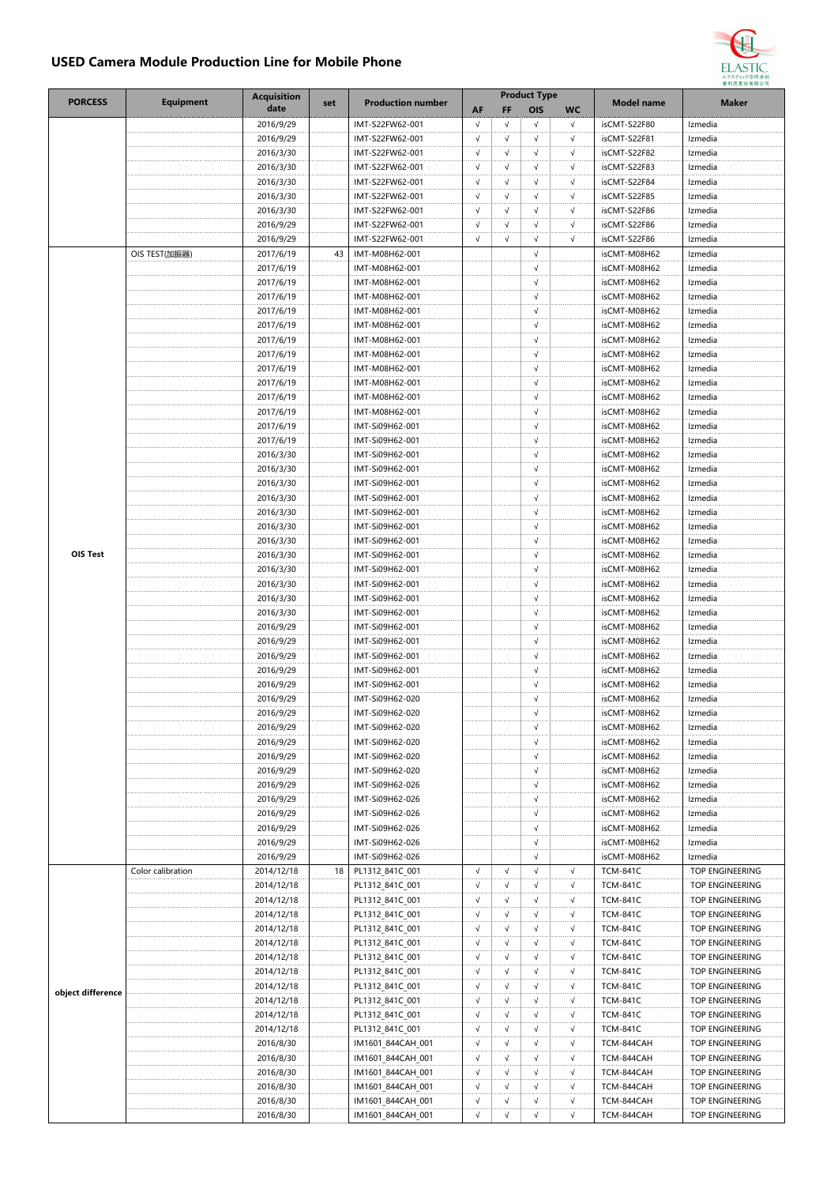## USED Camera Module Production Line for Mobile Phone

| PORCESS | Equipment | Acquisition date | set | Production number | Product Type | | | | Model name | Maker |
|---|---|---|---|---|---|---|---|---|---|---|
| | | | | | AF | FF | OIS | WC | | |
| | | 2016/9/29 | | IMT-S22FW62-001 | √ | √ | √ | √ | isCMT-S22F80 | Izmedia |
| | | 2016/9/29 | | IMT-S22FW62-001 | √ | √ | √ | √ | isCMT-S22F81 | Izmedia |
| | | 2016/3/30 | | IMT-S22FW62-001 | √ | √ | √ | √ | isCMT-S22F82 | Izmedia |
| | | 2016/3/30 | | IMT-S22FW62-001 | √ | √ | √ | √ | isCMT-S22F83 | Izmedia |
| | | 2016/3/30 | | IMT-S22FW62-001 | √ | √ | √ | √ | isCMT-S22F84 | Izmedia |
| | | 2016/3/30 | | IMT-S22FW62-001 | √ | √ | √ | √ | isCMT-S22F85 | Izmedia |
| | | 2016/3/30 | | IMT-S22FW62-001 | √ | √ | √ | √ | isCMT-S22F86 | Izmedia |
| | | 2016/9/29 | | IMT-S22FW62-001 | √ | √ | √ | √ | isCMT-S22F86 | Izmedia |
| | | 2016/9/29 | | IMT-S22FW62-001 | √ | √ | √ | √ | isCMT-S22F86 | Izmedia |
| OIS Test | OIS TEST(加振器) | 2017/6/19 | 43 | IMT-M08H62-001 | | | √ | | isCMT-M08H62 | Izmedia |
| | | 2017/6/19 | | IMT-M08H62-001 | | | √ | | isCMT-M08H62 | Izmedia |
| | | 2017/6/19 | | IMT-M08H62-001 | | | √ | | isCMT-M08H62 | Izmedia |
| | | 2017/6/19 | | IMT-M08H62-001 | | | √ | | isCMT-M08H62 | Izmedia |
| | | 2017/6/19 | | IMT-M08H62-001 | | | √ | | isCMT-M08H62 | Izmedia |
| | | 2017/6/19 | | IMT-M08H62-001 | | | √ | | isCMT-M08H62 | Izmedia |
| | | 2017/6/19 | | IMT-M08H62-001 | | | √ | | isCMT-M08H62 | Izmedia |
| | | 2017/6/19 | | IMT-M08H62-001 | | | √ | | isCMT-M08H62 | Izmedia |
| | | 2017/6/19 | | IMT-M08H62-001 | | | √ | | isCMT-M08H62 | Izmedia |
| | | 2017/6/19 | | IMT-M08H62-001 | | | √ | | isCMT-M08H62 | Izmedia |
| | | 2017/6/19 | | IMT-M08H62-001 | | | √ | | isCMT-M08H62 | Izmedia |
| | | 2017/6/19 | | IMT-M08H62-001 | | | √ | | isCMT-M08H62 | Izmedia |
| | | 2017/6/19 | | IMT-Si09H62-001 | | | √ | | isCMT-M08H62 | Izmedia |
| | | 2017/6/19 | | IMT-Si09H62-001 | | | √ | | isCMT-M08H62 | Izmedia |
| | | 2016/3/30 | | IMT-Si09H62-001 | | | √ | | isCMT-M08H62 | Izmedia |
| | | 2016/3/30 | | IMT-Si09H62-001 | | | √ | | isCMT-M08H62 | Izmedia |
| | | 2016/3/30 | | IMT-Si09H62-001 | | | √ | | isCMT-M08H62 | Izmedia |
| | | 2016/3/30 | | IMT-Si09H62-001 | | | √ | | isCMT-M08H62 | Izmedia |
| | | 2016/3/30 | | IMT-Si09H62-001 | | | √ | | isCMT-M08H62 | Izmedia |
| | | 2016/3/30 | | IMT-Si09H62-001 | | | √ | | isCMT-M08H62 | Izmedia |
| | | 2016/3/30 | | IMT-Si09H62-001 | | | √ | | isCMT-M08H62 | Izmedia |
| | | 2016/3/30 | | IMT-Si09H62-001 | | | √ | | isCMT-M08H62 | Izmedia |
| | | 2016/3/30 | | IMT-Si09H62-001 | | | √ | | isCMT-M08H62 | Izmedia |
| | | 2016/3/30 | | IMT-Si09H62-001 | | | √ | | isCMT-M08H62 | Izmedia |
| | | 2016/3/30 | | IMT-Si09H62-001 | | | √ | | isCMT-M08H62 | Izmedia |
| | | 2016/3/30 | | IMT-Si09H62-001 | | | √ | | isCMT-M08H62 | Izmedia |
| | | 2016/9/29 | | IMT-Si09H62-001 | | | √ | | isCMT-M08H62 | Izmedia |
| | | 2016/9/29 | | IMT-Si09H62-001 | | | √ | | isCMT-M08H62 | Izmedia |
| | | 2016/9/29 | | IMT-Si09H62-001 | | | √ | | isCMT-M08H62 | Izmedia |
| | | 2016/9/29 | | IMT-Si09H62-001 | | | √ | | isCMT-M08H62 | Izmedia |
| | | 2016/9/29 | | IMT-Si09H62-001 | | | √ | | isCMT-M08H62 | Izmedia |
| | | 2016/9/29 | | IMT-Si09H62-020 | | | √ | | isCMT-M08H62 | Izmedia |
| | | 2016/9/29 | | IMT-Si09H62-020 | | | √ | | isCMT-M08H62 | Izmedia |
| | | 2016/9/29 | | IMT-Si09H62-020 | | | √ | | isCMT-M08H62 | Izmedia |
| | | 2016/9/29 | | IMT-Si09H62-020 | | | √ | | isCMT-M08H62 | Izmedia |
| | | 2016/9/29 | | IMT-Si09H62-020 | | | √ | | isCMT-M08H62 | Izmedia |
| | | 2016/9/29 | | IMT-Si09H62-020 | | | √ | | isCMT-M08H62 | Izmedia |
| | | 2016/9/29 | | IMT-Si09H62-026 | | | √ | | isCMT-M08H62 | Izmedia |
| | | 2016/9/29 | | IMT-Si09H62-026 | | | √ | | isCMT-M08H62 | Izmedia |
| | | 2016/9/29 | | IMT-Si09H62-026 | | | √ | | isCMT-M08H62 | Izmedia |
| | | 2016/9/29 | | IMT-Si09H62-026 | | | √ | | isCMT-M08H62 | Izmedia |
| | | 2016/9/29 | | IMT-Si09H62-026 | | | √ | | isCMT-M08H62 | Izmedia |
| | | 2016/9/29 | | IMT-Si09H62-026 | | | √ | | isCMT-M08H62 | Izmedia |
| object difference | Color calibration | 2014/12/18 | 18 | PL1312_841C_001 | √ | √ | √ | √ | TCM-841C | TOP ENGINEERING |
| | | 2014/12/18 | | PL1312_841C_001 | √ | √ | √ | √ | TCM-841C | TOP ENGINEERING |
| | | 2014/12/18 | | PL1312_841C_001 | √ | √ | √ | √ | TCM-841C | TOP ENGINEERING |
| | | 2014/12/18 | | PL1312_841C_001 | √ | √ | √ | √ | TCM-841C | TOP ENGINEERING |
| | | 2014/12/18 | | PL1312_841C_001 | √ | √ | √ | √ | TCM-841C | TOP ENGINEERING |
| | | 2014/12/18 | | PL1312_841C_001 | √ | √ | √ | √ | TCM-841C | TOP ENGINEERING |
| | | 2014/12/18 | | PL1312_841C_001 | √ | √ | √ | √ | TCM-841C | TOP ENGINEERING |
| | | 2014/12/18 | | PL1312_841C_001 | √ | √ | √ | √ | TCM-841C | TOP ENGINEERING |
| | | 2014/12/18 | | PL1312_841C_001 | √ | √ | √ | √ | TCM-841C | TOP ENGINEERING |
| | | 2014/12/18 | | PL1312_841C_001 | √ | √ | √ | √ | TCM-841C | TOP ENGINEERING |
| | | 2014/12/18 | | PL1312_841C_001 | √ | √ | √ | √ | TCM-841C | TOP ENGINEERING |
| | | 2014/12/18 | | PL1312_841C_001 | √ | √ | √ | √ | TCM-841C | TOP ENGINEERING |
| | | 2016/8/30 | | IM1601_844CAH_001 | √ | √ | √ | √ | TCM-844CAH | TOP ENGINEERING |
| | | 2016/8/30 | | IM1601_844CAH_001 | √ | √ | √ | √ | TCM-844CAH | TOP ENGINEERING |
| | | 2016/8/30 | | IM1601_844CAH_001 | √ | √ | √ | √ | TCM-844CAH | TOP ENGINEERING |
| | | 2016/8/30 | | IM1601_844CAH_001 | √ | √ | √ | √ | TCM-844CAH | TOP ENGINEERING |
| | | 2016/8/30 | | IM1601_844CAH_001 | √ | √ | √ | √ | TCM-844CAH | TOP ENGINEERING |
| | | 2016/8/30 | | IM1601_844CAH_001 | √ | √ | √ | √ | TCM-844CAH | TOP ENGINEERING |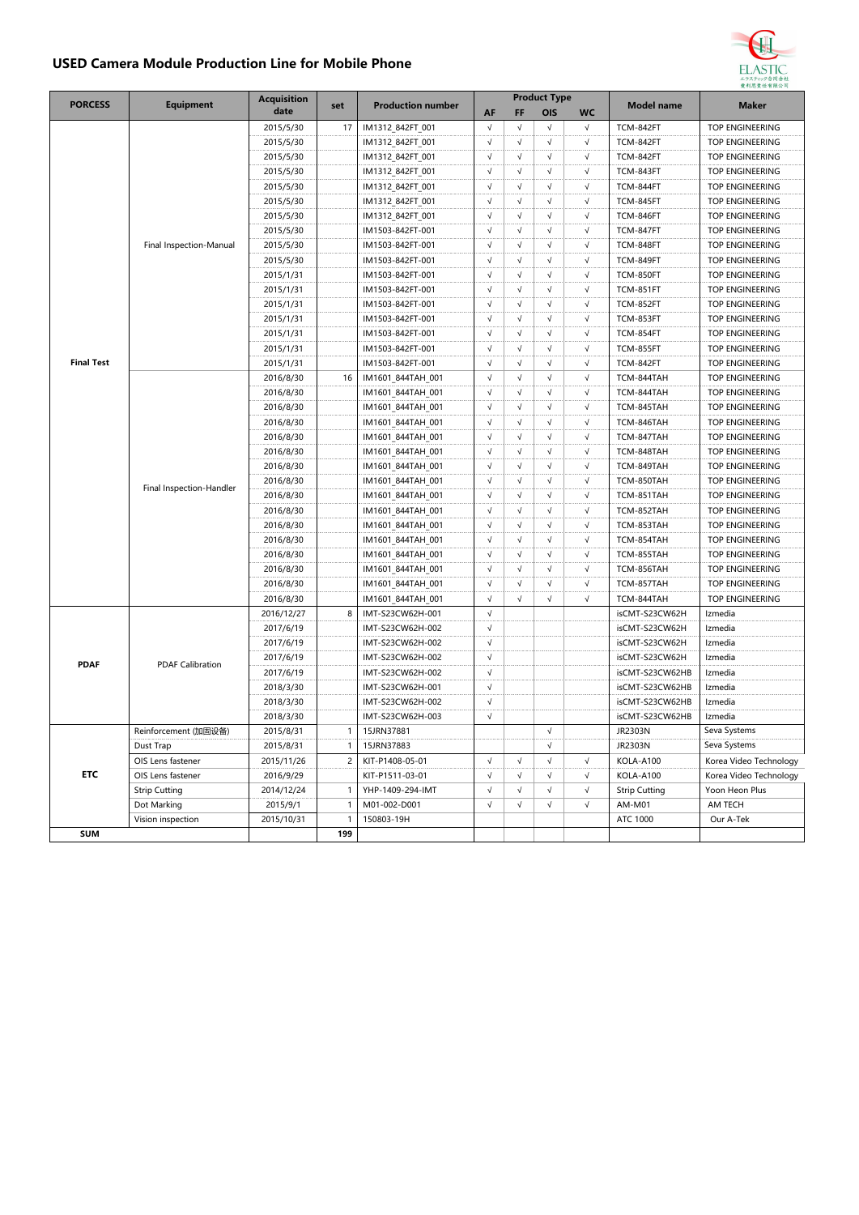# USED Camera Module Production Line for Mobile Phone

| PORCESS | Equipment | Acquisition date | set | Production number | Product Type | | | | Model name | Maker |
|---|---|---|---|---|---|---|---|---|---|---|
| | | | | | AF | FF | OIS | WC | | |
| Final Test | Final Inspection-Manual | 2015/5/30 | 17 | IM1312_842FT_001 | √ | √ | √ | √ | TCM-842FT | TOP ENGINEERING |
| | | 2015/5/30 | | IM1312_842FT_001 | √ | √ | √ | √ | TCM-842FT | TOP ENGINEERING |
| | | 2015/5/30 | | IM1312_842FT_001 | √ | √ | √ | √ | TCM-842FT | TOP ENGINEERING |
| | | 2015/5/30 | | IM1312_842FT_001 | √ | √ | √ | √ | TCM-843FT | TOP ENGINEERING |
| | | 2015/5/30 | | IM1312_842FT_001 | √ | √ | √ | √ | TCM-844FT | TOP ENGINEERING |
| | | 2015/5/30 | | IM1312_842FT_001 | √ | √ | √ | √ | TCM-845FT | TOP ENGINEERING |
| | | 2015/5/30 | | IM1312_842FT_001 | √ | √ | √ | √ | TCM-846FT | TOP ENGINEERING |
| | | 2015/5/30 | | IM1503-842FT-001 | √ | √ | √ | √ | TCM-847FT | TOP ENGINEERING |
| | | 2015/5/30 | | IM1503-842FT-001 | √ | √ | √ | √ | TCM-848FT | TOP ENGINEERING |
| | | 2015/5/30 | | IM1503-842FT-001 | √ | √ | √ | √ | TCM-849FT | TOP ENGINEERING |
| | | 2015/1/31 | | IM1503-842FT-001 | √ | √ | √ | √ | TCM-850FT | TOP ENGINEERING |
| | | 2015/1/31 | | IM1503-842FT-001 | √ | √ | √ | √ | TCM-851FT | TOP ENGINEERING |
| | | 2015/1/31 | | IM1503-842FT-001 | √ | √ | √ | √ | TCM-852FT | TOP ENGINEERING |
| | | 2015/1/31 | | IM1503-842FT-001 | √ | √ | √ | √ | TCM-853FT | TOP ENGINEERING |
| | | 2015/1/31 | | IM1503-842FT-001 | √ | √ | √ | √ | TCM-854FT | TOP ENGINEERING |
| | | 2015/1/31 | | IM1503-842FT-001 | √ | √ | √ | √ | TCM-855FT | TOP ENGINEERING |
| | | 2015/1/31 | | IM1503-842FT-001 | √ | √ | √ | √ | TCM-842FT | TOP ENGINEERING |
| | Final Inspection-Handler | 2016/8/30 | 16 | IM1601_844TAH_001 | √ | √ | √ | √ | TCM-844TAH | TOP ENGINEERING |
| | | 2016/8/30 | | IM1601_844TAH_001 | √ | √ | √ | √ | TCM-844TAH | TOP ENGINEERING |
| | | 2016/8/30 | | IM1601_844TAH_001 | √ | √ | √ | √ | TCM-845TAH | TOP ENGINEERING |
| | | 2016/8/30 | | IM1601_844TAH_001 | √ | √ | √ | √ | TCM-846TAH | TOP ENGINEERING |
| | | 2016/8/30 | | IM1601_844TAH_001 | √ | √ | √ | √ | TCM-847TAH | TOP ENGINEERING |
| | | 2016/8/30 | | IM1601_844TAH_001 | √ | √ | √ | √ | TCM-848TAH | TOP ENGINEERING |
| | | 2016/8/30 | | IM1601_844TAH_001 | √ | √ | √ | √ | TCM-849TAH | TOP ENGINEERING |
| | | 2016/8/30 | | IM1601_844TAH_001 | √ | √ | √ | √ | TCM-850TAH | TOP ENGINEERING |
| | | 2016/8/30 | | IM1601_844TAH_001 | √ | √ | √ | √ | TCM-851TAH | TOP ENGINEERING |
| | | 2016/8/30 | | IM1601_844TAH_001 | √ | √ | √ | √ | TCM-852TAH | TOP ENGINEERING |
| | | 2016/8/30 | | IM1601_844TAH_001 | √ | √ | √ | √ | TCM-853TAH | TOP ENGINEERING |
| | | 2016/8/30 | | IM1601_844TAH_001 | √ | √ | √ | √ | TCM-854TAH | TOP ENGINEERING |
| | | 2016/8/30 | | IM1601_844TAH_001 | √ | √ | √ | √ | TCM-855TAH | TOP ENGINEERING |
| | | 2016/8/30 | | IM1601_844TAH_001 | √ | √ | √ | √ | TCM-856TAH | TOP ENGINEERING |
| | | 2016/8/30 | | IM1601_844TAH_001 | √ | √ | √ | √ | TCM-857TAH | TOP ENGINEERING |
| | | 2016/8/30 | | IM1601_844TAH_001 | √ | √ | √ | √ | TCM-844TAH | TOP ENGINEERING |
| PDAF | PDAF Calibration | 2016/12/27 | 8 | IMT-S23CW62H-001 | √ | | | | isCMT-S23CW62H | Izmedia |
| | | 2017/6/19 | | IMT-S23CW62H-002 | √ | | | | isCMT-S23CW62H | Izmedia |
| | | 2017/6/19 | | IMT-S23CW62H-002 | √ | | | | isCMT-S23CW62H | Izmedia |
| | | 2017/6/19 | | IMT-S23CW62H-002 | √ | | | | isCMT-S23CW62H | Izmedia |
| | | 2017/6/19 | | IMT-S23CW62H-002 | √ | | | | isCMT-S23CW62HB | Izmedia |
| | | 2018/3/30 | | IMT-S23CW62H-001 | √ | | | | isCMT-S23CW62HB | Izmedia |
| | | 2018/3/30 | | IMT-S23CW62H-002 | √ | | | | isCMT-S23CW62HB | Izmedia |
| | | 2018/3/30 | | IMT-S23CW62H-003 | √ | | | | isCMT-S23CW62HB | Izmedia |
| ETC | Reinforcement (加固设备) | 2015/8/31 | 1 | 15JRN37881 | | | √ | | JR2303N | Seva Systems |
| | Dust Trap | 2015/8/31 | 1 | 15JRN37883 | | | √ | | JR2303N | Seva Systems |
| | OIS Lens fastener | 2015/11/26 | 2 | KIT-P1408-05-01 | √ | √ | √ | √ | KOLA-A100 | Korea Video Technology |
| | OIS Lens fastener | 2016/9/29 | | KIT-P1511-03-01 | √ | √ | √ | √ | KOLA-A100 | Korea Video Technology |
| | Strip Cutting | 2014/12/24 | 1 | YHP-1409-294-IMT | √ | √ | √ | √ | Strip Cutting | Yoon Heon Plus |
| | Dot Marking | 2015/9/1 | 1 | M01-002-D001 | √ | √ | √ | √ | AM-M01 | AM TECH |
| | Vision inspection | 2015/10/31 | 1 | 150803-19H | | | | | ATC 1000 | Our A-Tek |
| SUM | | | 199 | | | | | | | |